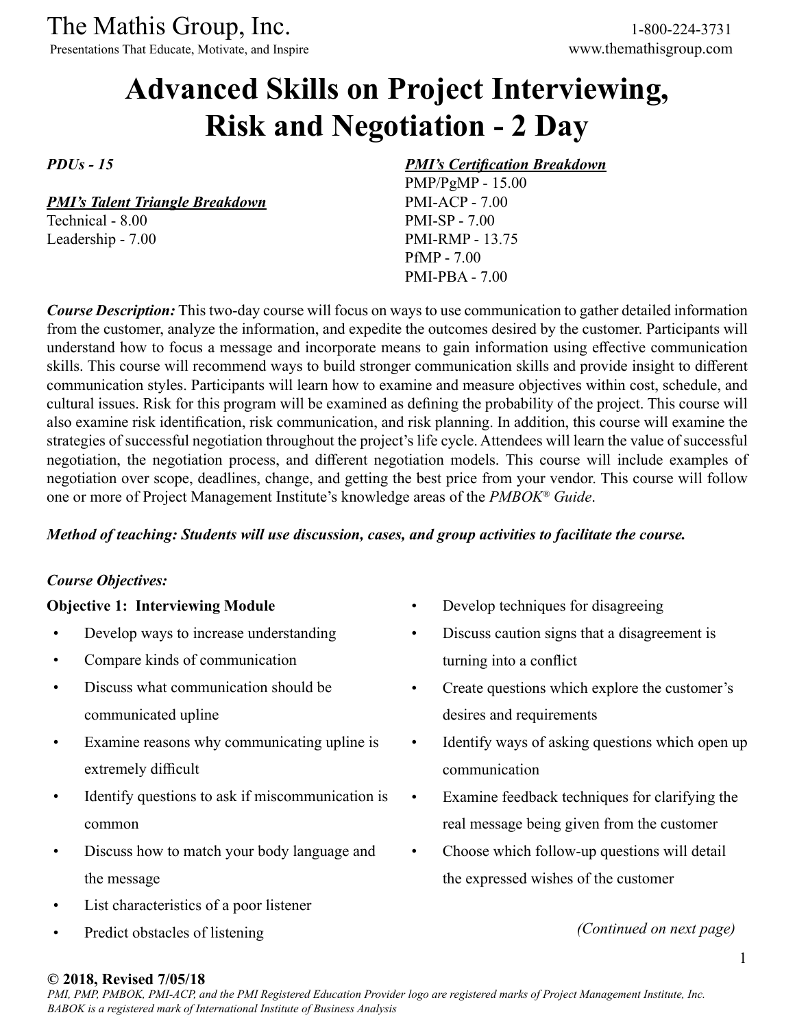The Mathis Group, Inc.
Presentations That Educate, Motivate, and Inspire

1-800-224-3731
www.themathisgroup.com

# Advanced Skills on Project Interviewing, Risk and Negotiation - 2 Day

***PDUs - 15***

***PMI's Talent Triangle Breakdown***
Technical - 8.00
Leadership - 7.00

***PMI's Certification Breakdown***
PMP/PgMP - 15.00
PMI-ACP - 7.00
PMI-SP - 7.00
PMI-RMP - 13.75
PfMP - 7.00
PMI-PBA - 7.00

***Course Description:*** This two-day course will focus on ways to use communication to gather detailed information from the customer, analyze the information, and expedite the outcomes desired by the customer. Participants will understand how to focus a message and incorporate means to gain information using effective communication skills. This course will recommend ways to build stronger communication skills and provide insight to different communication styles. Participants will learn how to examine and measure objectives within cost, schedule, and cultural issues. Risk for this program will be examined as defining the probability of the project. This course will also examine risk identification, risk communication, and risk planning. In addition, this course will examine the strategies of successful negotiation throughout the project's life cycle. Attendees will learn the value of successful negotiation, the negotiation process, and different negotiation models. This course will include examples of negotiation over scope, deadlines, change, and getting the best price from your vendor. This course will follow one or more of Project Management Institute's knowledge areas of the *PMBOK® Guide*.

***Method of teaching: Students will use discussion, cases, and group activities to facilitate the course.***

***Course Objectives:***

**Objective 1: Interviewing Module**

- Develop ways to increase understanding
- Compare kinds of communication
- Discuss what communication should be communicated upline
- Examine reasons why communicating upline is extremely difficult
- Identify questions to ask if miscommunication is common
- Discuss how to match your body language and the message
- List characteristics of a poor listener
- Predict obstacles of listening
- Develop techniques for disagreeing
- Discuss caution signs that a disagreement is turning into a conflict
- Create questions which explore the customer's desires and requirements
- Identify ways of asking questions which open up communication
- Examine feedback techniques for clarifying the real message being given from the customer
- Choose which follow-up questions will detail the expressed wishes of the customer

*(Continued on next page)*

**© 2018, Revised 7/05/18**
*PMI, PMP, PMBOK, PMI-ACP, and the PMI Registered Education Provider logo are registered marks of Project Management Institute, Inc.*
*BABOK is a registered mark of International Institute of Business Analysis*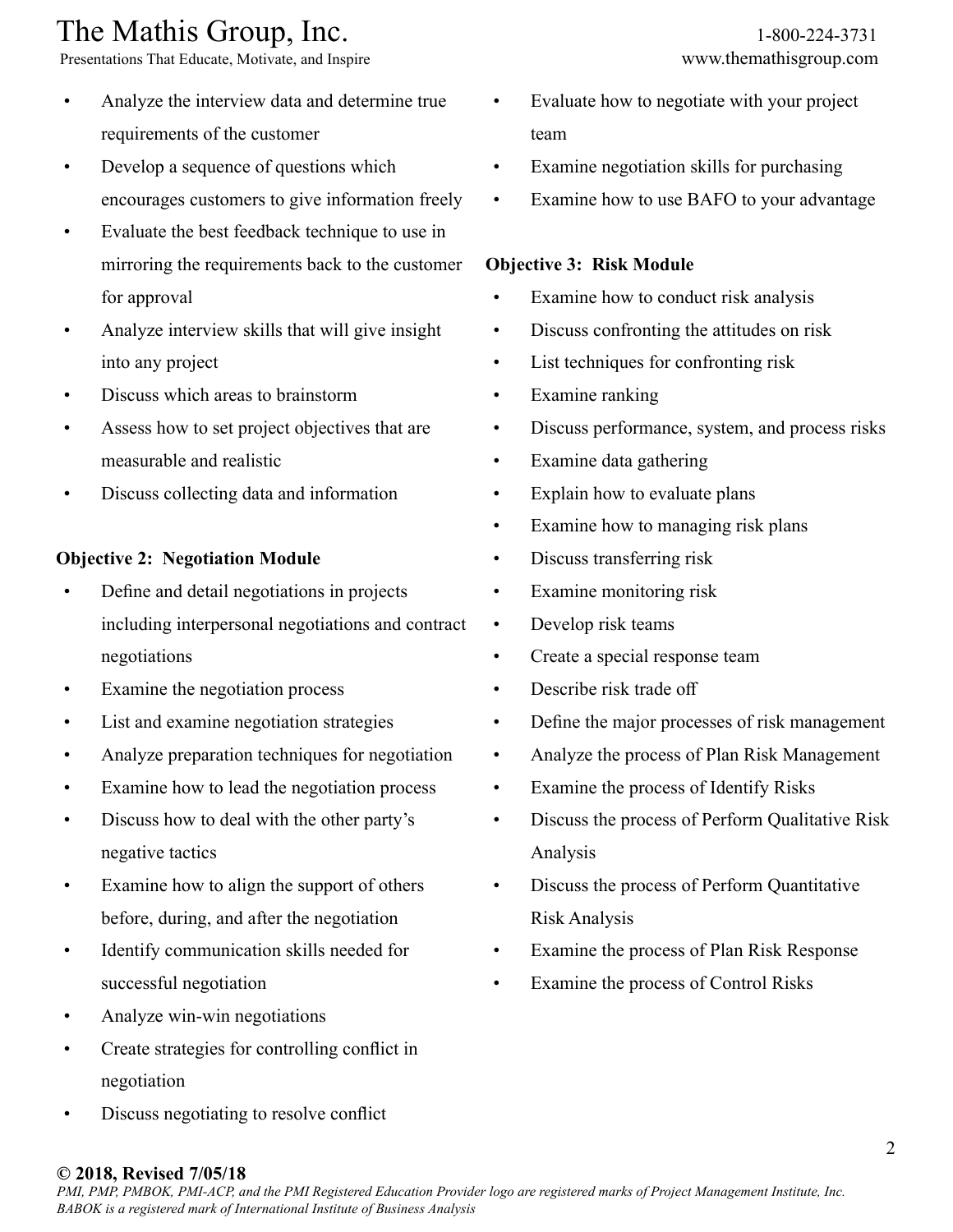- Analyze the interview data and determine true requirements of the customer
- Develop a sequence of questions which encourages customers to give information freely
- Evaluate the best feedback technique to use in mirroring the requirements back to the customer for approval
- Analyze interview skills that will give insight into any project
- Discuss which areas to brainstorm
- Assess how to set project objectives that are measurable and realistic
- Discuss collecting data and information

**Objective 2: Negotiation Module**

- Define and detail negotiations in projects including interpersonal negotiations and contract negotiations
- Examine the negotiation process
- List and examine negotiation strategies
- Analyze preparation techniques for negotiation
- Examine how to lead the negotiation process
- Discuss how to deal with the other party's negative tactics
- Examine how to align the support of others before, during, and after the negotiation
- Identify communication skills needed for successful negotiation
- Analyze win-win negotiations
- Create strategies for controlling conflict in negotiation
- Discuss negotiating to resolve conflict
- Evaluate how to negotiate with your project team
- Examine negotiation skills for purchasing
- Examine how to use BAFO to your advantage

**Objective 3: Risk Module**

- Examine how to conduct risk analysis
- Discuss confronting the attitudes on risk
- List techniques for confronting risk
- Examine ranking
- Discuss performance, system, and process risks
- Examine data gathering
- Explain how to evaluate plans
- Examine how to managing risk plans
- Discuss transferring risk
- Examine monitoring risk
- Develop risk teams
- Create a special response team
- Describe risk trade off
- Define the major processes of risk management
- Analyze the process of Plan Risk Management
- Examine the process of Identify Risks
- Discuss the process of Perform Qualitative Risk Analysis
- Discuss the process of Perform Quantitative Risk Analysis
- Examine the process of Plan Risk Response
- Examine the process of Control Risks